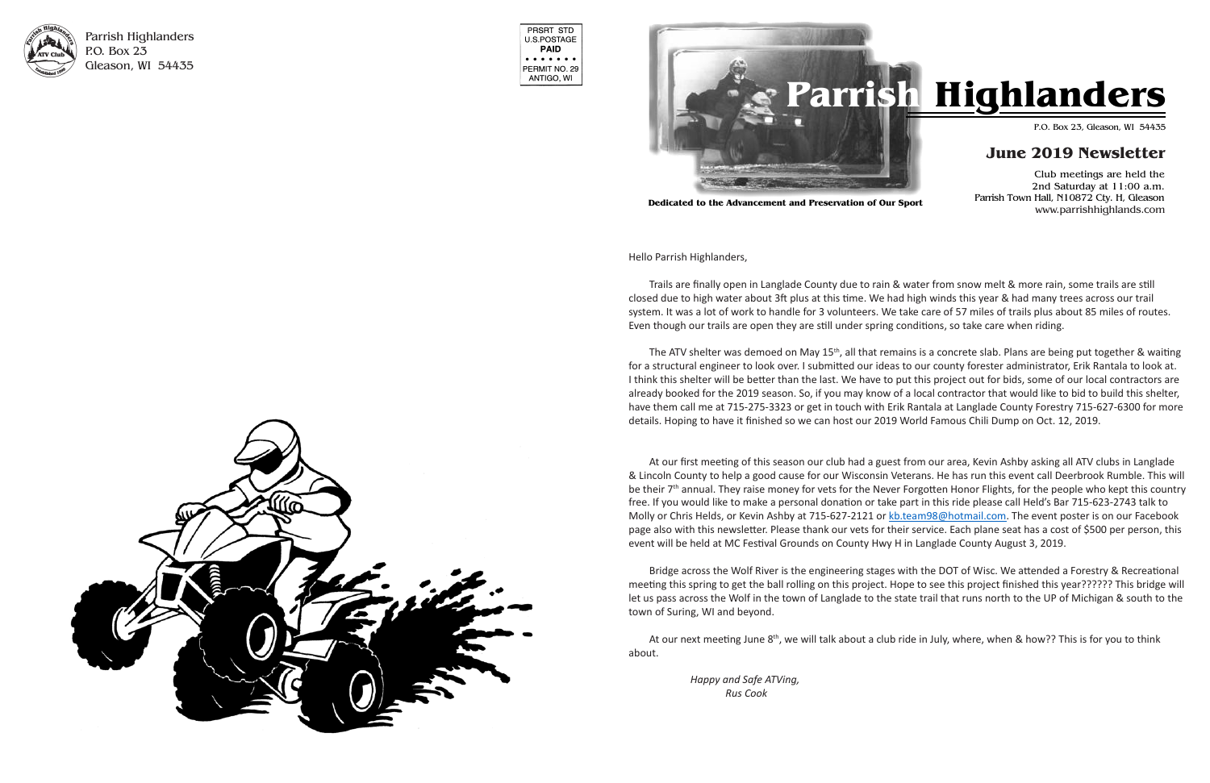Parrish Highlanders
P.O. Box 23
Gleason, WI 54435

PRSRT STD
U.S.POSTAGE
**PAID**
PERMIT NO. 29
ANTIGO, WI

# Parrish Highlanders

P.O. Box 23, Gleason, WI 54435

## June 2019 Newsletter

Club meetings are held the
2nd Saturday at 11:00 a.m.
Parrish Town Hall, N10872 Cty. H, Gleason
www.parrishhighlands.com

**Dedicated to the Advancement and Preservation of Our Sport**

Hello Parrish Highlanders,

Trails are finally open in Langlade County due to rain & water from snow melt & more rain, some trails are still closed due to high water about 3ft plus at this time. We had high winds this year & had many trees across our trail system. It was a lot of work to handle for 3 volunteers. We take care of 57 miles of trails plus about 85 miles of routes. Even though our trails are open they are still under spring conditions, so take care when riding.

The ATV shelter was demoed on May 15th, all that remains is a concrete slab. Plans are being put together & waiting for a structural engineer to look over. I submitted our ideas to our county forester administrator, Erik Rantala to look at. I think this shelter will be better than the last. We have to put this project out for bids, some of our local contractors are already booked for the 2019 season. So, if you may know of a local contractor that would like to bid to build this shelter, have them call me at 715-275-3323 or get in touch with Erik Rantala at Langlade County Forestry 715-627-6300 for more details. Hoping to have it finished so we can host our 2019 World Famous Chili Dump on Oct. 12, 2019.

At our first meeting of this season our club had a guest from our area, Kevin Ashby asking all ATV clubs in Langlade & Lincoln County to help a good cause for our Wisconsin Veterans. He has run this event call Deerbrook Rumble. This will be their 7th annual. They raise money for vets for the Never Forgotten Honor Flights, for the people who kept this country free. If you would like to make a personal donation or take part in this ride please call Held's Bar 715-623-2743 talk to Molly or Chris Helds, or Kevin Ashby at 715-627-2121 or kb.team98@hotmail.com. The event poster is on our Facebook page also with this newsletter. Please thank our vets for their service. Each plane seat has a cost of $500 per person, this event will be held at MC Festival Grounds on County Hwy H in Langlade County August 3, 2019.

Bridge across the Wolf River is the engineering stages with the DOT of Wisc. We attended a Forestry & Recreational meeting this spring to get the ball rolling on this project. Hope to see this project finished this year?????? This bridge will let us pass across the Wolf in the town of Langlade to the state trail that runs north to the UP of Michigan & south to the town of Suring, WI and beyond.

At our next meeting June 8th, we will talk about a club ride in July, where, when & how?? This is for you to think about.

*Happy and Safe ATVing,*
*Rus Cook*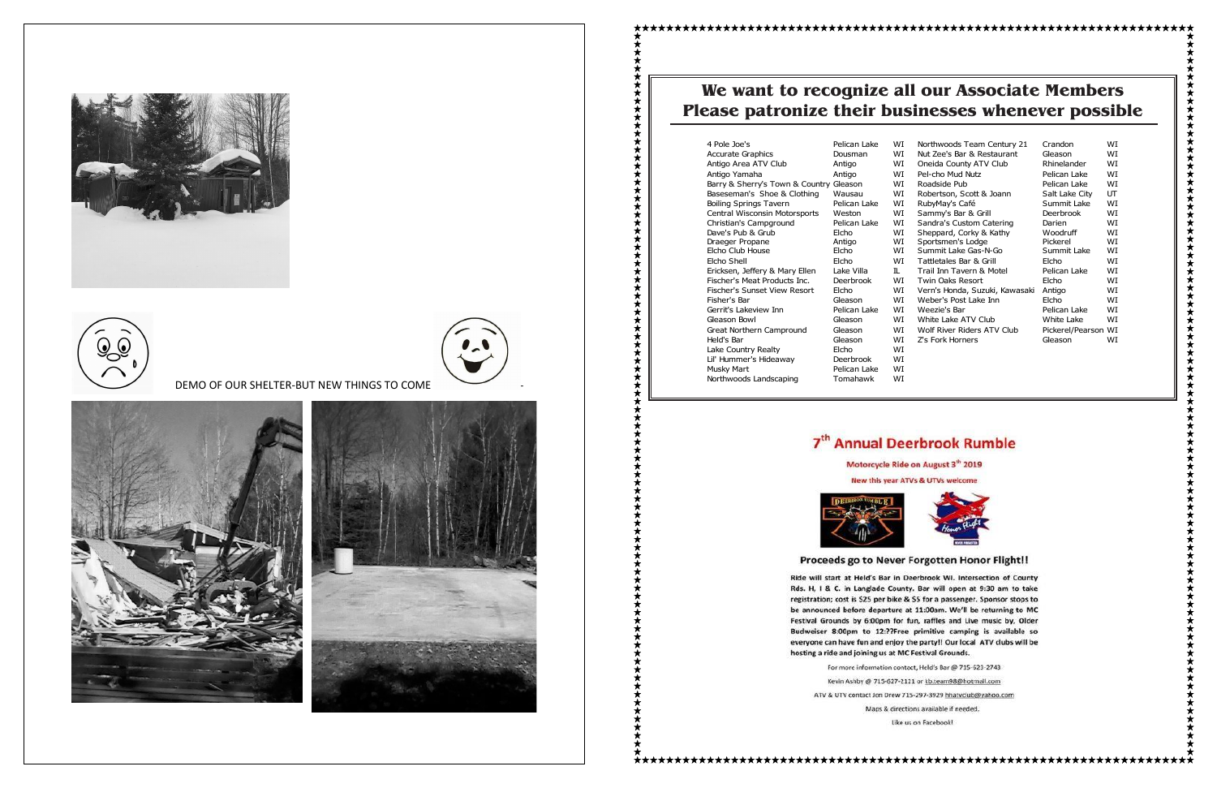DEMO OF OUR SHELTER-BUT NEW THINGS TO COME

# We want to recognize all our Associate Members
# Please patronize their businesses whenever possible

| | | |
|---|---|---|
| 4 Pole Joe's | Pelican Lake | WI |
| Accurate Graphics | Dousman | WI |
| Antigo Area ATV Club | Antigo | WI |
| Antigo Yamaha | Antigo | WI |
| Barry & Sherry's Town & Country | Gleason | WI |
| Baseseman's Shoe & Clothing | Wausau | WI |
| Boiling Springs Tavern | Pelican Lake | WI |
| Central Wisconsin Motorsports | Weston | WI |
| Christian's Campground | Pelican Lake | WI |
| Dave's Pub & Grub | Elcho | WI |
| Draeger Propane | Antigo | WI |
| Elcho Club House | Elcho | WI |
| Elcho Shell | Elcho | WI |
| Ericksen, Jeffery & Mary Ellen | Lake Villa | IL |
| Fischer's Meat Products Inc. | Deerbrook | WI |
| Fischer's Sunset View Resort | Elcho | WI |
| Fisher's Bar | Gleason | WI |
| Gerrit's Lakeview Inn | Pelican Lake | WI |
| Gleason Bowl | Gleason | WI |
| Great Northern Campround | Gleason | WI |
| Held's Bar | Gleason | WI |
| Lake Country Realty | Elcho | WI |
| Lil' Hummer's Hideaway | Deerbrook | WI |
| Musky Mart | Pelican Lake | WI |
| Northwoods Landscaping | Tomahawk | WI |
| Northwoods Team Century 21 | Crandon | WI |
| Nut Zee's Bar & Restaurant | Gleason | WI |
| Oneida County ATV Club | Rhinelander | WI |
| Pel-cho Mud Nutz | Pelican Lake | WI |
| Roadside Pub | Pelican Lake | WI |
| Robertson, Scott & Joann | Salt Lake City | UT |
| RubyMay's Café | Summit Lake | WI |
| Sammy's Bar & Grill | Deerbrook | WI |
| Sandra's Custom Catering | Darien | WI |
| Sheppard, Corky & Kathy | Woodruff | WI |
| Sportsmen's Lodge | Pickerel | WI |
| Summit Lake Gas-N-Go | Summit Lake | WI |
| Tattletales Bar & Grill | Elcho | WI |
| Trail Inn Tavern & Motel | Pelican Lake | WI |
| Twin Oaks Resort | Elcho | WI |
| Vern's Honda, Suzuki, Kawasaki | Antigo | WI |
| Weber's Post Lake Inn | Elcho | WI |
| Weezie's Bar | Pelican Lake | WI |
| White Lake ATV Club | White Lake | WI |
| Wolf River Riders ATV Club | Pickerel/Pearson | WI |
| Z's Fork Horners | Gleason | WI |

## 7th Annual Deerbrook Rumble

Motorcycle Ride on August 3rd 2019

New this year ATVs & UTVs welcome

### Proceeds go to Never Forgotten Honor Flight!!

Ride will start at Held's Bar in Deerbrook WI. Intersection of County Rds. H, I & C. in Langlade County. Bar will open at 9:30 am to take registration; cost is $25 per bike & $5 for a passenger. Sponsor stops to be announced before departure at 11:00am. We'll be returning to MC Festival Grounds by 6:00pm for fun, raffles and Live music by. Older Budweiser 8:00pm to 12:??Free primitive camping is available so everyone can have fun and enjoy the party!! Our local ATV clubs will be hosting a ride and joining us at MC Festival Grounds.

For more information contact, Held's Bar @ 715-623-2743

Kevin Ashby @ 715-627-2121 or tb.team98@hotmail.com

ATV & UTV contact Jon Drew 715-297-3929 hhatvclub@yahoo.com

Maps & directions available if needed.

Like us on Facebook!